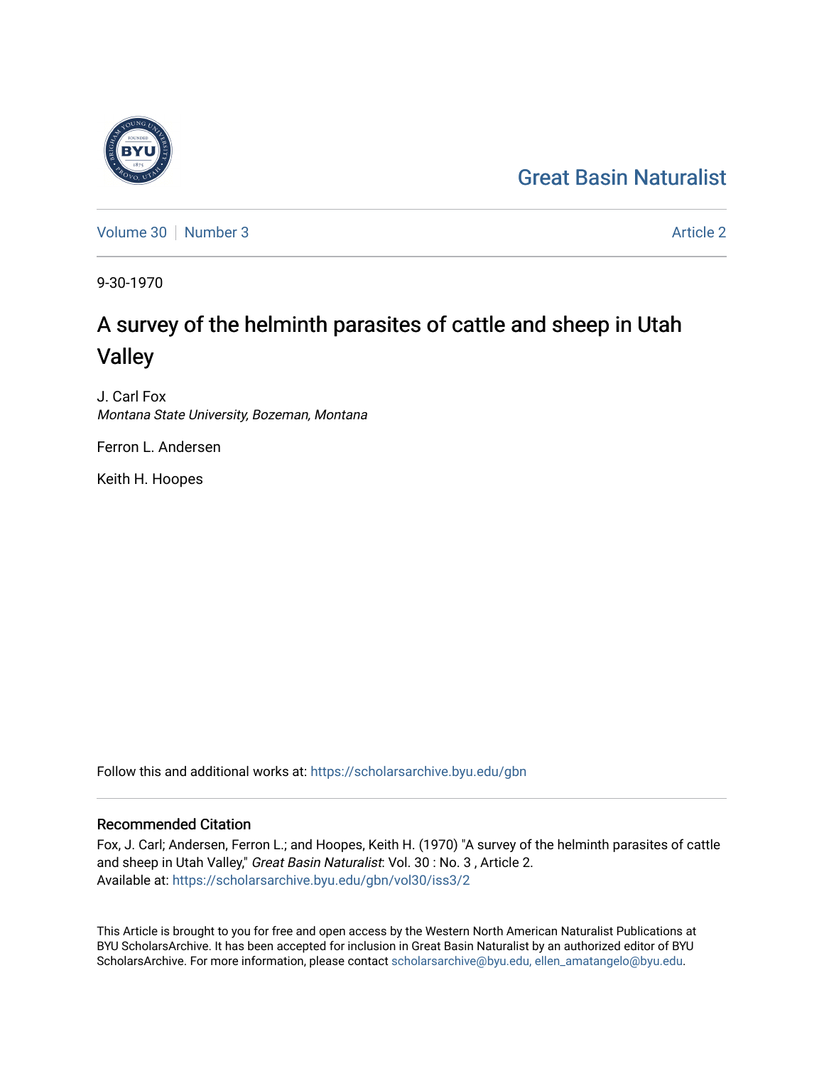Great Basin Naturalist

Volume 30 | Number 3 | Article 2

9-30-1970

# A survey of the helminth parasites of cattle and sheep in Utah Valley

J. Carl Fox
*Montana State University, Bozeman, Montana*

Ferron L. Andersen

Keith H. Hoopes

Follow this and additional works at: https://scholarsarchive.byu.edu/gbn

## Recommended Citation

Fox, J. Carl; Andersen, Ferron L.; and Hoopes, Keith H. (1970) "A survey of the helminth parasites of cattle and sheep in Utah Valley," *Great Basin Naturalist*: Vol. 30 : No. 3 , Article 2.
Available at: https://scholarsarchive.byu.edu/gbn/vol30/iss3/2

This Article is brought to you for free and open access by the Western North American Naturalist Publications at BYU ScholarsArchive. It has been accepted for inclusion in Great Basin Naturalist by an authorized editor of BYU ScholarsArchive. For more information, please contact scholarsarchive@byu.edu, ellen_amatangelo@byu.edu.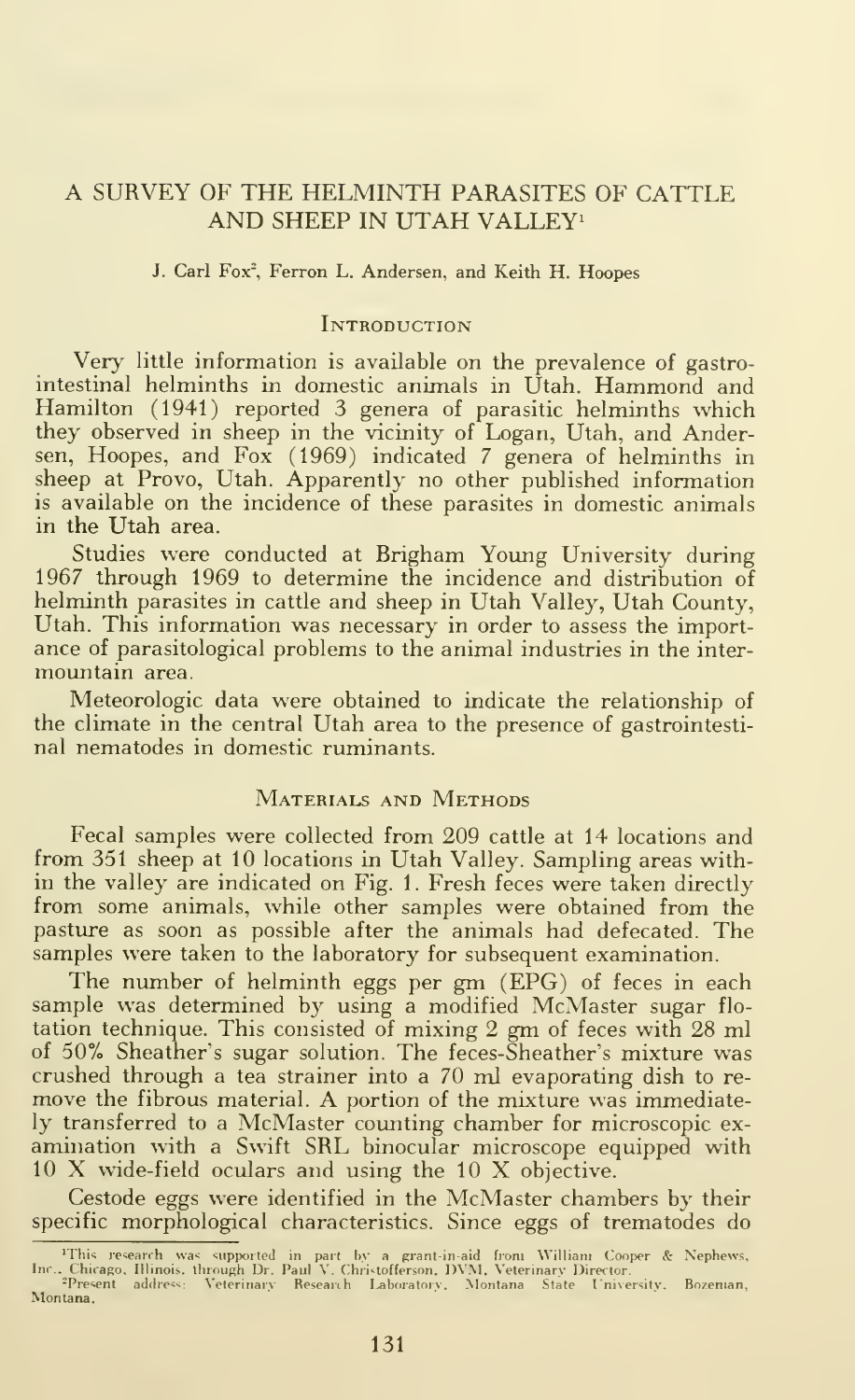# A SURVEY OF THE HELMINTH PARASITES OF CATTLE AND SHEEP IN UTAH VALLEY[1]

J. Carl Fox[2], Ferron L. Andersen, and Keith H. Hoopes

## Introduction

Very little information is available on the prevalence of gastrointestinal helminths in domestic animals in Utah. Hammond and Hamilton (1941) reported 3 genera of parasitic helminths which they observed in sheep in the vicinity of Logan, Utah, and Andersen, Hoopes, and Fox (1969) indicated 7 genera of helminths in sheep at Provo, Utah. Apparently no other published information is available on the incidence of these parasites in domestic animals in the Utah area.

Studies were conducted at Brigham Young University during 1967 through 1969 to determine the incidence and distribution of helminth parasites in cattle and sheep in Utah Valley, Utah County, Utah. This information was necessary in order to assess the importance of parasitological problems to the animal industries in the intermountain area.

Meteorologic data were obtained to indicate the relationship of the climate in the central Utah area to the presence of gastrointestinal nematodes in domestic ruminants.

## Materials and Methods

Fecal samples were collected from 209 cattle at 14 locations and from 351 sheep at 10 locations in Utah Valley. Sampling areas within the valley are indicated on Fig. 1. Fresh feces were taken directly from some animals, while other samples were obtained from the pasture as soon as possible after the animals had defecated. The samples were taken to the laboratory for subsequent examination.

The number of helminth eggs per gm (EPG) of feces in each sample was determined by using a modified McMaster sugar flotation technique. This consisted of mixing 2 gm of feces with 28 ml of 50% Sheather's sugar solution. The feces-Sheather's mixture was crushed through a tea strainer into a 70 ml evaporating dish to remove the fibrous material. A portion of the mixture was immediately transferred to a McMaster counting chamber for microscopic examination with a Swift SRL binocular microscope equipped with 10 X wide-field oculars and using the 10 X objective.

Cestode eggs were identified in the McMaster chambers by their specific morphological characteristics. Since eggs of trematodes do

[1]This research was supported in part by a grant-in-aid from William Cooper & Nephews, Inc., Chicago, Illinois, through Dr. Paul V. Christofferson, DVM, Veterinary Director.

[2]Present address: Veterinary Research Laboratory, Montana State University, Bozeman, Montana.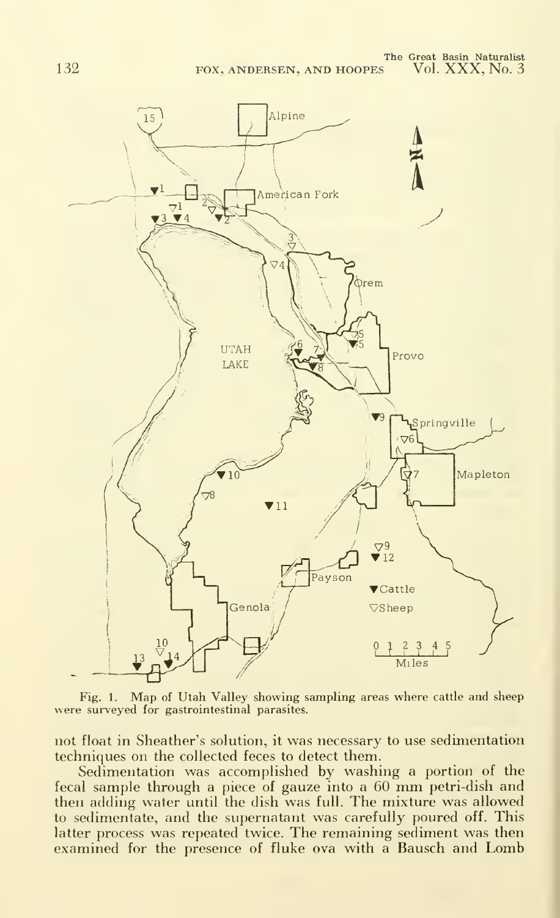Fig. 1. Map of Utah Valley showing sampling areas where cattle and sheep were surveyed for gastrointestinal parasites.

not float in Sheather's solution, it was necessary to use sedimentation techniques on the collected feces to detect them.

Sedimentation was accomplished by washing a portion of the fecal sample through a piece of gauze into a 60 mm petri-dish and then adding water until the dish was full. The mixture was allowed to sedimentate, and the supernatant was carefully poured off. This latter process was repeated twice. The remaining sediment was then examined for the presence of fluke ova with a Bausch and Lomb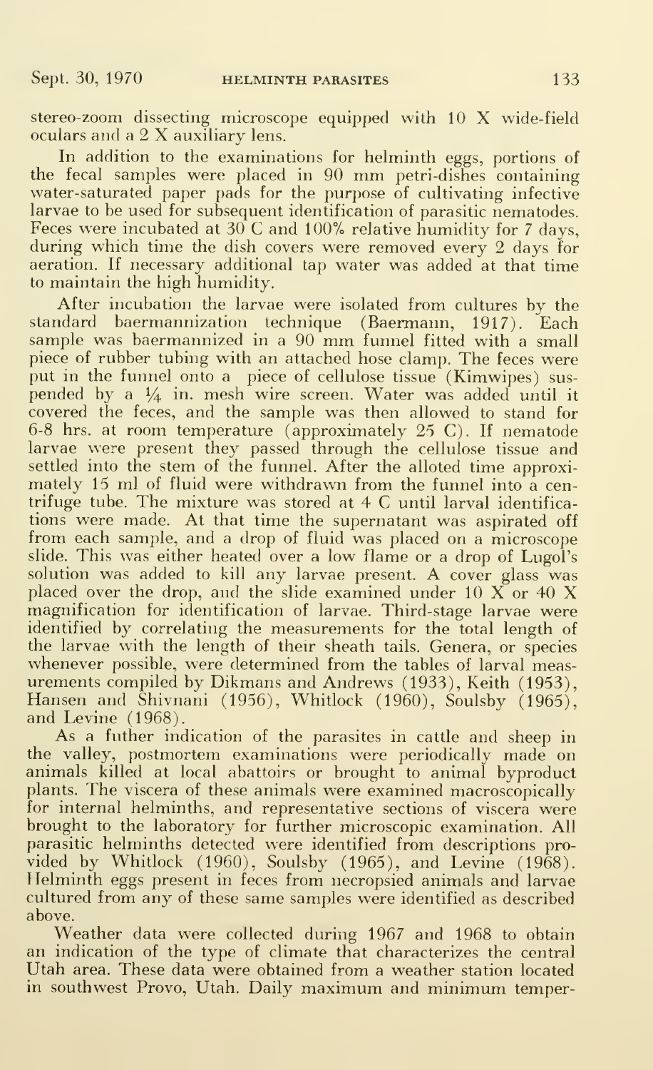stereo-zoom dissecting microscope equipped with 10 X wide-field oculars and a 2 X auxiliary lens.

In addition to the examinations for helminth eggs, portions of the fecal samples were placed in 90 mm petri-dishes containing water-saturated paper pads for the purpose of cultivating infective larvae to be used for subsequent identification of parasitic nematodes. Feces were incubated at 30 C and 100% relative humidity for 7 days, during which time the dish covers were removed every 2 days for aeration. If necessary additional tap water was added at that time to maintain the high humidity.

After incubation the larvae were isolated from cultures by the standard baermannization technique (Baermann, 1917). Each sample was baermannized in a 90 mm funnel fitted with a small piece of rubber tubing with an attached hose clamp. The feces were put in the funnel onto a piece of cellulose tissue (Kimwipes) suspended by a 1/4 in. mesh wire screen. Water was added until it covered the feces, and the sample was then allowed to stand for 6-8 hrs. at room temperature (approximately 25 C). If nematode larvae were present they passed through the cellulose tissue and settled into the stem of the funnel. After the alloted time approximately 15 ml of fluid were withdrawn from the funnel into a centrifuge tube. The mixture was stored at 4 C until larval identifications were made. At that time the supernatant was aspirated off from each sample, and a drop of fluid was placed on a microscope slide. This was either heated over a low flame or a drop of Lugol's solution was added to kill any larvae present. A cover glass was placed over the drop, and the slide examined under 10 X or 40 X magnification for identification of larvae. Third-stage larvae were identified by correlating the measurements for the total length of the larvae with the length of their sheath tails. Genera, or species whenever possible, were determined from the tables of larval measurements compiled by Dikmans and Andrews (1933), Keith (1953), Hansen and Shivnani (1956), Whitlock (1960), Soulsby (1965), and Levine (1968).

As a futher indication of the parasites in cattle and sheep in the valley, postmortem examinations were periodically made on animals killed at local abattoirs or brought to animal byproduct plants. The viscera of these animals were examined macroscopically for internal helminths, and representative sections of viscera were brought to the laboratory for further microscopic examination. All parasitic helminths detected were identified from descriptions provided by Whitlock (1960), Soulsby (1965), and Levine (1968). Helminth eggs present in feces from necropsied animals and larvae cultured from any of these same samples were identified as described above.

Weather data were collected during 1967 and 1968 to obtain an indication of the type of climate that characterizes the central Utah area. These data were obtained from a weather station located in southwest Provo, Utah. Daily maximum and minimum temper-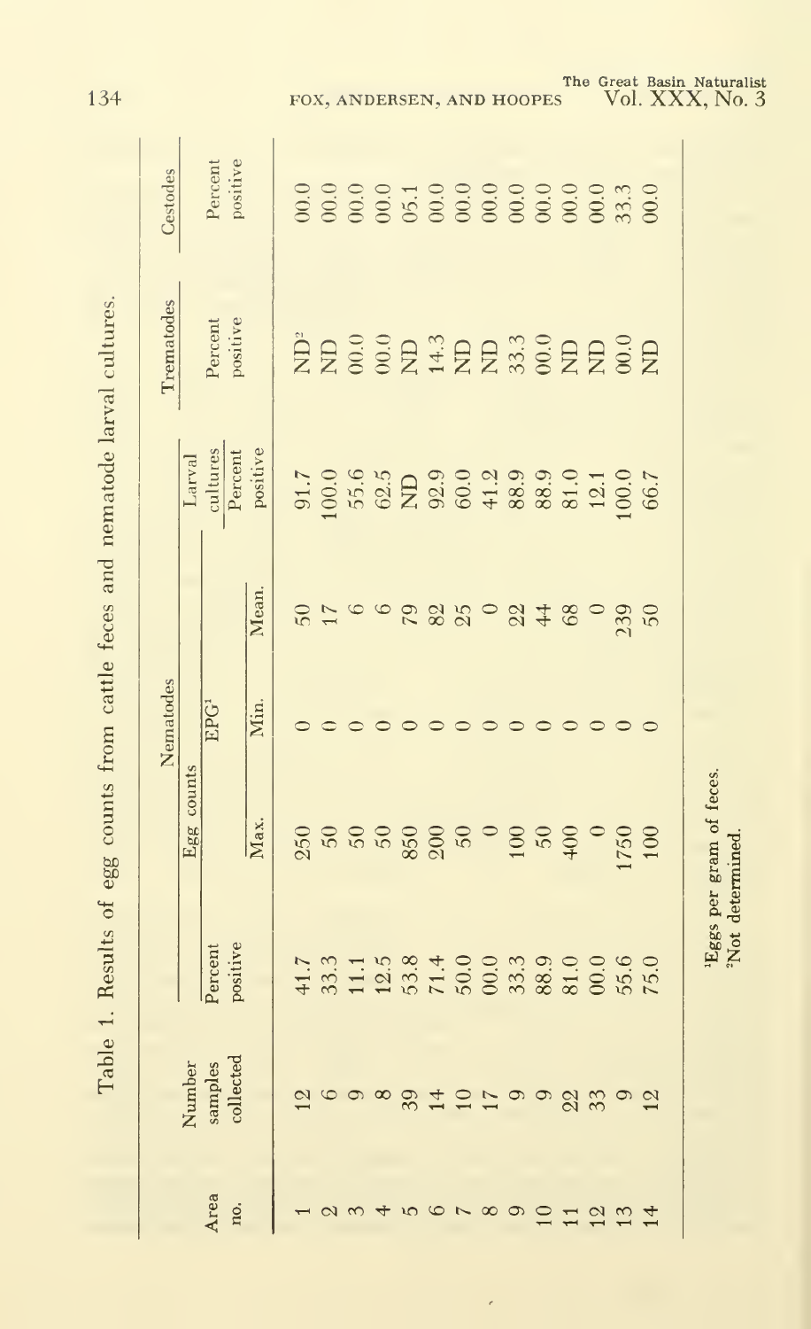Table 1. Results of egg counts from cattle feces and nematode larval cultures.

| Area no. | Number samples collected | Nematodes | | | | | Trematodes | Cestodes |
|---|---|---|---|---|---|---|---|---|
| | | Egg counts | | | | Larval cultures | | |
| | | Percent positive | EPG[1] | | | Percent positive | Percent positive | Percent positive |
| | | | Max. | Min. | Mean. | | | |
| 1 | 12 | 41.7 | 250 | 0 | 50 | 91.7 | ND[2] | 00.0 |
| 2 | 6 | 33.3 | 50 | 0 | 17 | 100.0 | ND | 00.0 |
| 3 | 9 | 11.1 | 50 | 0 | 6 | 55.6 | 00.0 | 00.0 |
| 4 | 8 | 12.5 | 50 | 0 | 6 | 62.5 | 00.0 | 00.0 |
| 5 | 39 | 53.8 | 850 | 0 | 79 | ND | ND | 05.1 |
| 6 | 14 | 71.4 | 200 | 0 | 82 | 92.9 | 14.3 | 00.0 |
| 7 | 10 | 50.0 | 50 | 0 | 25 | 60.0 | ND | 00.0 |
| 8 | 17 | 00.0 | 0 | 0 | 0 | 41.2 | ND | 00.0 |
| 9 | 9 | 33.3 | 100 | 0 | 22 | 88.9 | 33.3 | 00.0 |
| 10 | 9 | 88.9 | 50 | 0 | 44 | 88.9 | 00.0 | 00.0 |
| 11 | 22 | 81.0 | 400 | 0 | 68 | 81.0 | ND | 00.0 |
| 12 | 33 | 00.0 | 0 | 0 | 0 | 12.1 | ND | 00.0 |
| 13 | 9 | 55.6 | 1750 | 0 | 239 | 100.0 | 00.0 | 33.3 |
| 14 | 12 | 75.0 | 100 | 0 | 50 | 66.7 | ND | 00.0 |

[1]Eggs per gram of feces.
[2]Not determined.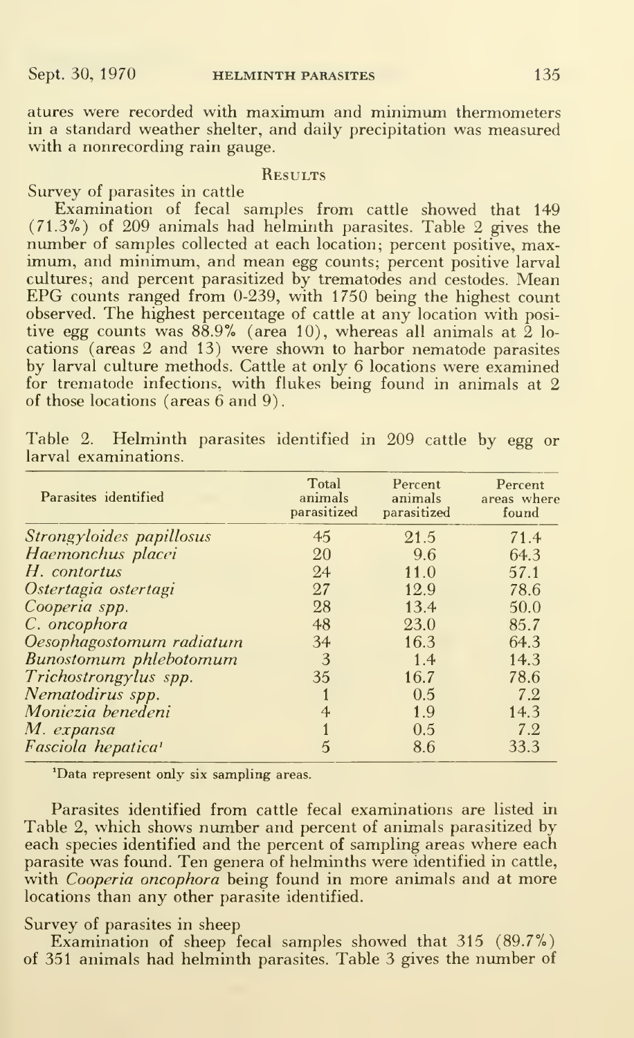atures were recorded with maximum and minimum thermometers in a standard weather shelter, and daily precipitation was measured with a nonrecording rain gauge.

## Results

### Survey of parasites in cattle

Examination of fecal samples from cattle showed that 149 (71.3%) of 209 animals had helminth parasites. Table 2 gives the number of samples collected at each location; percent positive, maximum, and minimum, and mean egg counts; percent positive larval cultures; and percent parasitized by trematodes and cestodes. Mean EPG counts ranged from 0-239, with 1750 being the highest count observed. The highest percentage of cattle at any location with positive egg counts was 88.9% (area 10), whereas all animals at 2 locations (areas 2 and 13) were shown to harbor nematode parasites by larval culture methods. Cattle at only 6 locations were examined for trematode infections, with flukes being found in animals at 2 of those locations (areas 6 and 9).

Table 2. Helminth parasites identified in 209 cattle by egg or larval examinations.

| Parasites identified | Total animals parasitized | Percent animals parasitized | Percent areas where found |
|---|---|---|---|
| *Strongyloides papillosus* | 45 | 21.5 | 71.4 |
| *Haemonchus placei* | 20 | 9.6 | 64.3 |
| *H. contortus* | 24 | 11.0 | 57.1 |
| *Ostertagia ostertagi* | 27 | 12.9 | 78.6 |
| *Cooperia spp.* | 28 | 13.4 | 50.0 |
| *C. oncophora* | 48 | 23.0 | 85.7 |
| *Oesophagostomum radiatum* | 34 | 16.3 | 64.3 |
| *Bunostomum phlebotomum* | 3 | 1.4 | 14.3 |
| *Trichostrongylus spp.* | 35 | 16.7 | 78.6 |
| *Nematodirus spp.* | 1 | 0.5 | 7.2 |
| *Moniezia benedeni* | 4 | 1.9 | 14.3 |
| *M. expansa* | 1 | 0.5 | 7.2 |
| *Fasciola hepatica*[1] | 5 | 8.6 | 33.3 |

[1]Data represent only six sampling areas.

Parasites identified from cattle fecal examinations are listed in Table 2, which shows number and percent of animals parasitized by each species identified and the percent of sampling areas where each parasite was found. Ten genera of helminths were identified in cattle, with *Cooperia oncophora* being found in more animals and at more locations than any other parasite identified.

### Survey of parasites in sheep

Examination of sheep fecal samples showed that 315 (89.7%) of 351 animals had helminth parasites. Table 3 gives the number of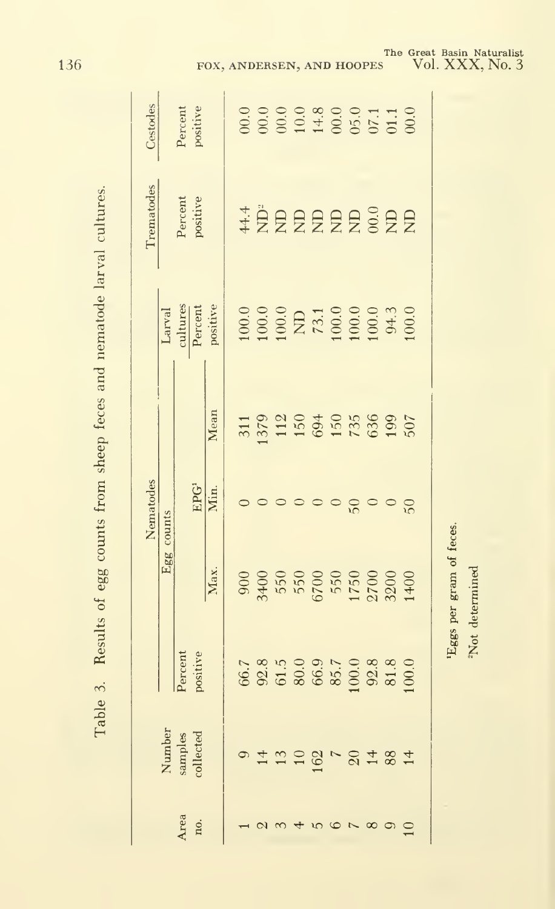Table 3. Results of egg counts from sheep feces and nematode larval cultures.

| Area no. | Number samples collected | Nematodes | | | | | Trematodes | Cestodes |
|---|---|---|---|---|---|---|---|---|
| | | Egg counts | | | | Larval cultures | | |
| | | Percent positive | EPG[1] | | | Percent positive | Percent positive | Percent positive |
| | | | Max. | Min. | Mean | | | |
| 1 | 9 | 66.7 | 900 | 0 | 311 | 100.0 | 44.4 | 00.0 |
| 2 | 14 | 92.8 | 3400 | 0 | 1379 | 100.0 | ND[2] | 00.0 |
| 3 | 13 | 61.5 | 550 | 0 | 112 | 100.0 | ND | 00.0 |
| 4 | 10 | 80.0 | 550 | 0 | 150 | ND | ND | 10.0 |
| 5 | 162 | 66.9 | 6700 | 0 | 694 | 73.1 | ND | 14.8 |
| 6 | 7 | 85.7 | 550 | 0 | 150 | 100.0 | ND | 00.0 |
| 7 | 20 | 100.0 | 1750 | 50 | 735 | 100.0 | ND | 05.0 |
| 8 | 14 | 92.8 | 2700 | 0 | 636 | 100.0 | 00.0 | 07.1 |
| 9 | 88 | 81.8 | 3200 | 0 | 199 | 94.3 | ND | 01.1 |
| 10 | 14 | 100.0 | 1400 | 50 | 507 | 100.0 | ND | 00.0 |

[1]Eggs per gram of feces.

[2]Not determined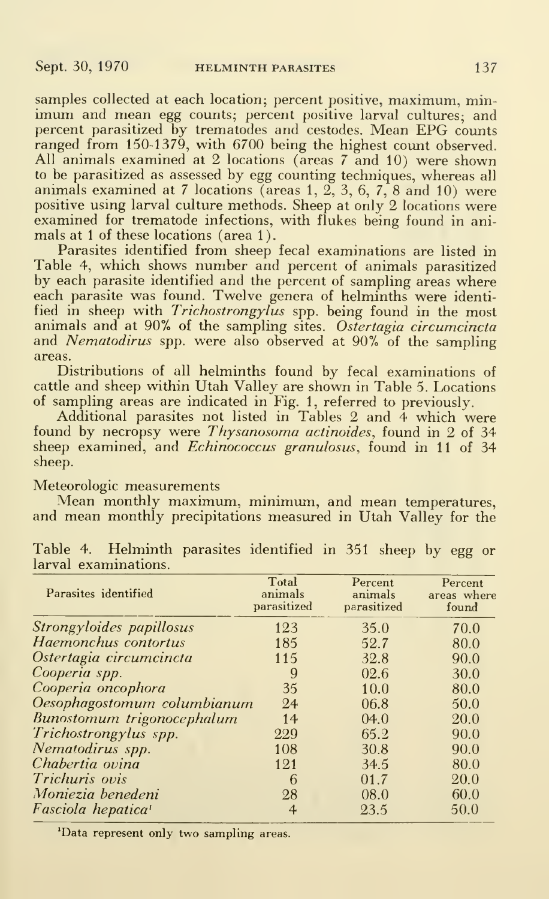samples collected at each location; percent positive, maximum, minimum and mean egg counts; percent positive larval cultures; and percent parasitized by trematodes and cestodes. Mean EPG counts ranged from 150-1379, with 6700 being the highest count observed. All animals examined at 2 locations (areas 7 and 10) were shown to be parasitized as assessed by egg counting techniques, whereas all animals examined at 7 locations (areas 1, 2, 3, 6, 7, 8 and 10) were positive using larval culture methods. Sheep at only 2 locations were examined for trematode infections, with flukes being found in animals at 1 of these locations (area 1).

Parasites identified from sheep fecal examinations are listed in Table 4, which shows number and percent of animals parasitized by each parasite identified and the percent of sampling areas where each parasite was found. Twelve genera of helminths were identified in sheep with *Trichostrongylus* spp. being found in the most animals and at 90% of the sampling sites. *Ostertagia circumcincta* and *Nematodirus* spp. were also observed at 90% of the sampling areas.

Distributions of all helminths found by fecal examinations of cattle and sheep within Utah Valley are shown in Table 5. Locations of sampling areas are indicated in Fig. 1, referred to previously.

Additional parasites not listed in Tables 2 and 4 which were found by necropsy were *Thysanosoma actinoides*, found in 2 of 34 sheep examined, and *Echinococcus granulosus*, found in 11 of 34 sheep.

Meteorologic measurements

Mean monthly maximum, minimum, and mean temperatures, and mean monthly precipitations measured in Utah Valley for the

Table 4. Helminth parasites identified in 351 sheep by egg or larval examinations.

| Parasites identified | Total animals parasitized | Percent animals parasitized | Percent areas where found |
|---|---|---|---|
| *Strongyloides papillosus* | 123 | 35.0 | 70.0 |
| *Haemonchus contortus* | 185 | 52.7 | 80.0 |
| *Ostertagia circumcincta* | 115 | 32.8 | 90.0 |
| *Cooperia spp.* | 9 | 02.6 | 30.0 |
| *Cooperia oncophora* | 35 | 10.0 | 80.0 |
| *Oesophagostomum columbianum* | 24 | 06.8 | 50.0 |
| *Bunostomum trigonocephalum* | 14 | 04.0 | 20.0 |
| *Trichostrongylus spp.* | 229 | 65.2 | 90.0 |
| *Nematodirus spp.* | 108 | 30.8 | 90.0 |
| *Chabertia ovina* | 121 | 34.5 | 80.0 |
| *Trichuris ovis* | 6 | 01.7 | 20.0 |
| *Moniezia benedeni* | 28 | 08.0 | 60.0 |
| *Fasciola hepatica*[1] | 4 | 23.5 | 50.0 |

[1]Data represent only two sampling areas.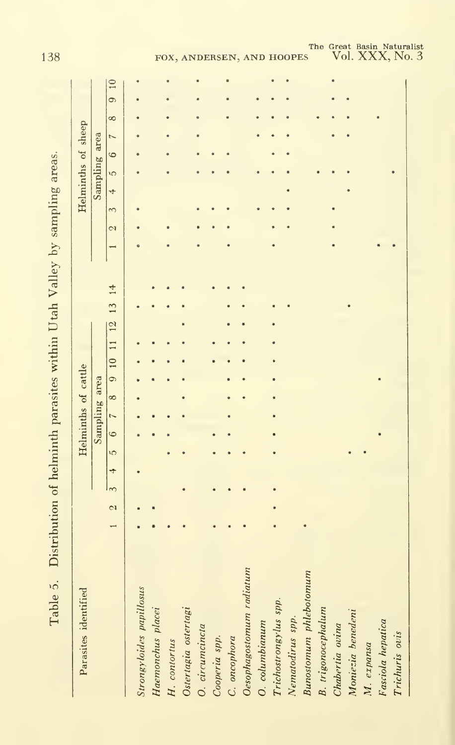Table 5. Distribution of helminth parasites within Utah Valley by sampling areas.

| Parasites identified | Helminths of cattle | | | | | | | | | | | | | | Helminths of sheep | | | | | | | | | |
|---|---|---|---|---|---|---|---|---|---|---|---|---|---|---|---|---|---|---|---|---|---|---|---|---|
| | Sampling area | | | | | | | | | | | | | | Sampling area | | | | | | | | | |
| | 1 | 2 | 3 | 4 | 5 | 6 | 7 | 8 | 9 | 10 | 11 | 12 | 13 | 14 | 1 | 2 | 3 | 4 | 5 | 6 | 7 | 8 | 9 | 10 |
| *Strongyloides papillosus* | * | * | | * | | * | * | * | * | * | * | | * | | * | * | * | | * | * | * | * | * | * |
| *Haemonchus placei* | * | * | | | | * | * | | * | * | * | | * | * | | | | | | | | | | |
| *H. contortus* | * | | | | * | * | * | | * | * | * | | * | * | * | * | | | * | * | * | * | * | * |
| *Ostertagia ostertagi* | * | | * | | * | | * | * | * | * | * | * | * | * | | | | | | | | | | |
| *O. circumcincta* | | | | | | | | | | | | | | | * | * | * | | * | * | * | * | * | * |
| *Cooperia* spp. | * | | * | | * | * | | | | * | * | | | * | | * | * | | * | * | | | | |
| *C. oncophora* | * | | * | | * | * | * | * | * | * | * | * | * | * | * | * | * | | * | * | | * | * | * |
| *Oesophagostomum radiatum* | * | | * | | * | | | * | * | * | * | * | * | * | | | | | | | | | | |
| *O. columbianum* | | | | | | | | | | | | | | | | | * | | * | | * | * | * | |
| *Trichostrongylus* spp. | * | * | * | | * | * | * | * | * | * | * | * | * | | * | * | * | | * | * | * | * | * | * |
| *Nematodirus* spp. | | | | | | | | | | | | | * | | | * | * | * | * | * | * | * | * | * |
| *Bunostomum phlebotomum* | * | | | | | | | | | | | | | | | | | | | | | | | |
| *B. trigonocephalum* | | | | | | | | | | | | | | | | | | | * | | | * | | |
| *Chabertia ovina* | | | | | | | | | | | | | | | * | * | * | | * | | * | * | * | * |
| *Moniezia benedeni* | | | | | * | | | | | | | | * | | | | | * | * | | * | * | * | |
| *M. expansa* | | | | | * | | | | | | | | | | | | | | | | | | | |
| *Fasciola hepatica* | | | | | | * | | | * | | | | | | * | | | | | | | * | | |
| *Trichuris ovis* | | | | | | | | | | | | | | | * | | | | * | | | | | |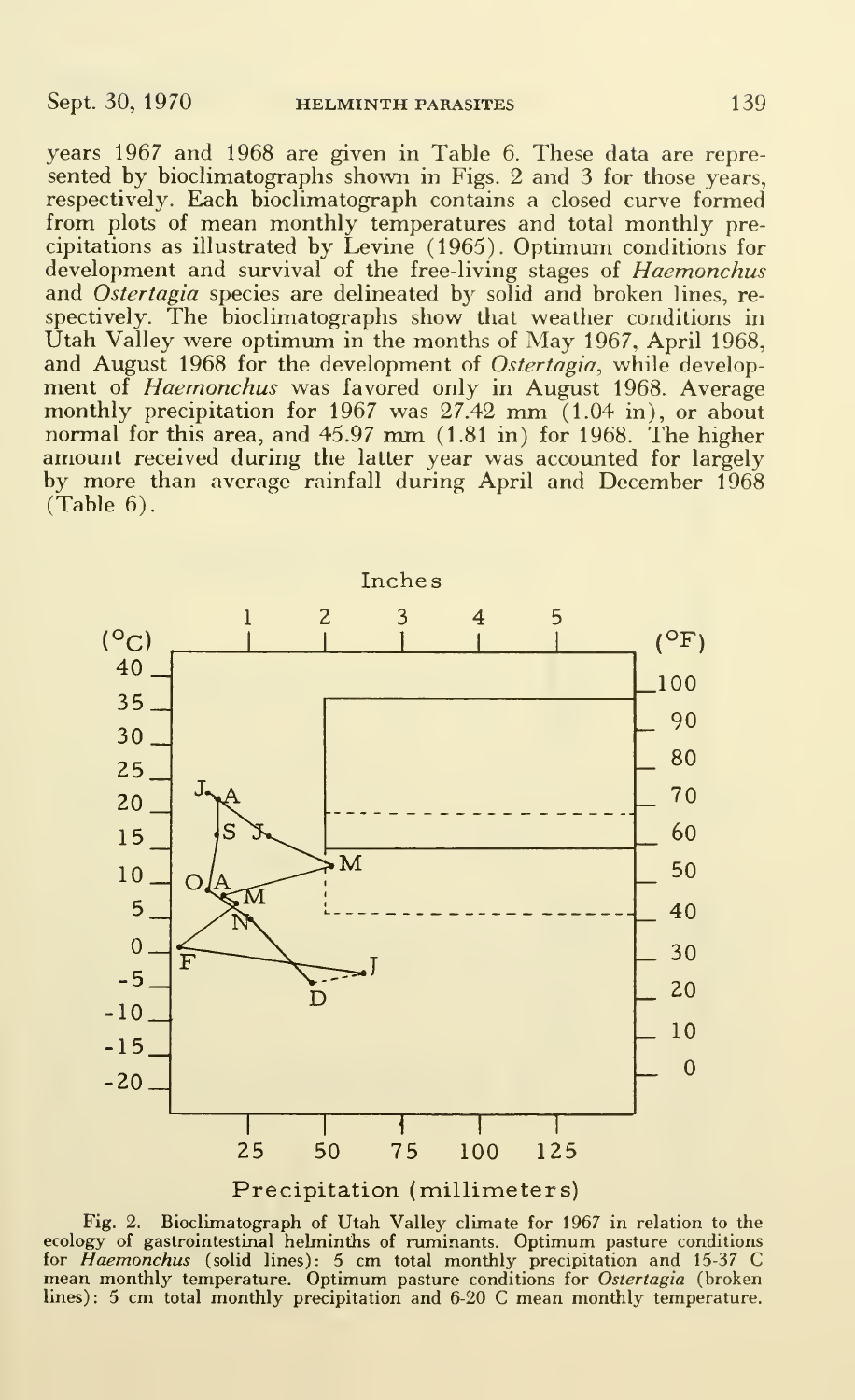years 1967 and 1968 are given in Table 6. These data are represented by bioclimatographs shown in Figs. 2 and 3 for those years, respectively. Each bioclimatograph contains a closed curve formed from plots of mean monthly temperatures and total monthly precipitations as illustrated by Levine (1965). Optimum conditions for development and survival of the free-living stages of *Haemonchus* and *Ostertagia* species are delineated by solid and broken lines, respectively. The bioclimatographs show that weather conditions in Utah Valley were optimum in the months of May 1967, April 1968, and August 1968 for the development of *Ostertagia*, while development of *Haemonchus* was favored only in August 1968. Average monthly precipitation for 1967 was 27.42 mm (1.04 in), or about normal for this area, and 45.97 mm (1.81 in) for 1968. The higher amount received during the latter year was accounted for largely by more than average rainfall during April and December 1968 (Table 6).

Fig. 2. Bioclimatograph of Utah Valley climate for 1967 in relation to the ecology of gastrointestinal helminths of ruminants. Optimum pasture conditions for *Haemonchus* (solid lines): 5 cm total monthly precipitation and 15-37 C mean monthly temperature. Optimum pasture conditions for *Ostertagia* (broken lines): 5 cm total monthly precipitation and 6-20 C mean monthly temperature.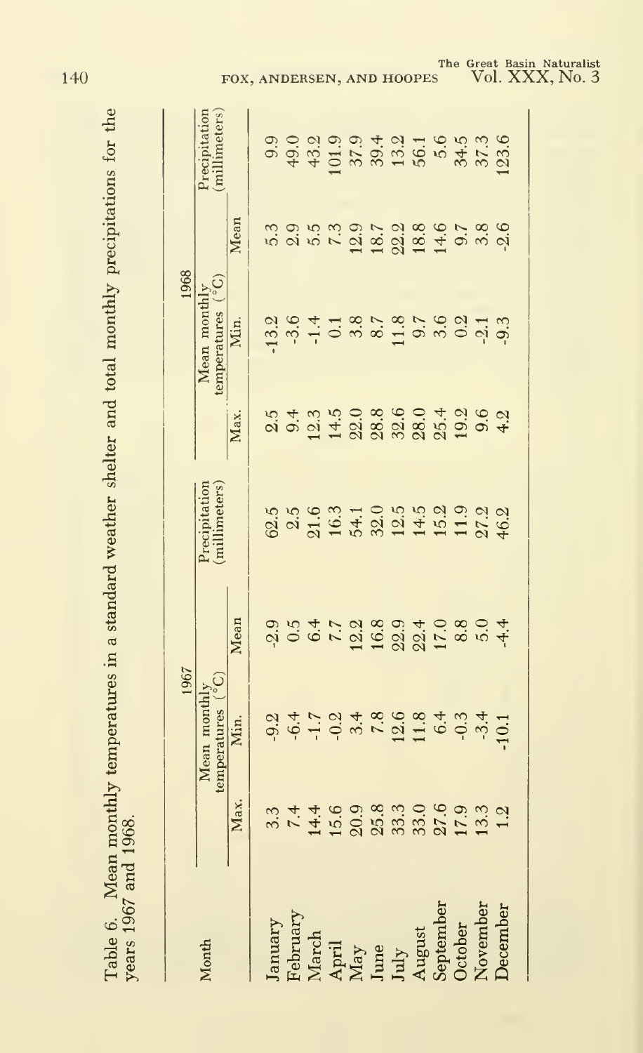Table 6. Mean monthly temperatures in a standard weather shelter and total monthly precipitations for the years 1967 and 1968.

| Month | 1967 | | | | 1968 | | | |
|---|---|---|---|---|---|---|---|---|
| | Mean monthly temperatures (°C) | | | Precipitation (millimeters) | Mean monthly temperatures (°C) | | | Precipitation (millimeters) |
| | Max. | Min. | Mean | | Max. | Min. | Mean | |
| January | 3.3 | -9.2 | -2.9 | 62.5 | 2.5 | -13.2 | 5.3 | 9.9 |
| February | 7.4 | -6.4 | 0.5 | 2.5 | 9.4 | -3.6 | 2.9 | 49.0 |
| March | 14.4 | -1.7 | 6.4 | 21.6 | 12.3 | -1.4 | 5.5 | 43.2 |
| April | 15.6 | -0.2 | 7.7 | 16.3 | 14.5 | 0.1 | 7.3 | 101.9 |
| May | 20.9 | 3.4 | 12.2 | 54.1 | 22.0 | 3.8 | 12.9 | 37.9 |
| June | 25.8 | 7.8 | 16.8 | 32.0 | 28.8 | 8.7 | 18.7 | 39.4 |
| July | 33.3 | 12.6 | 22.9 | 12.5 | 32.6 | 11.8 | 22.2 | 13.2 |
| August | 33.0 | 11.8 | 22.4 | 14.5 | 28.0 | 9.7 | 18.8 | 56.1 |
| September | 27.6 | 6.4 | 17.0 | 15.2 | 25.4 | 3.6 | 14.6 | 5.6 |
| October | 17.9 | -0.3 | 8.8 | 11.9 | 19.2 | 0.2 | 9.7 | 34.5 |
| November | 13.3 | -3.4 | 5.0 | 27.2 | 9.6 | -2.1 | 3.8 | 37.3 |
| December | 1.2 | -10.1 | -4.4 | 46.2 | 4.2 | -9.3 | -2.6 | 123.6 |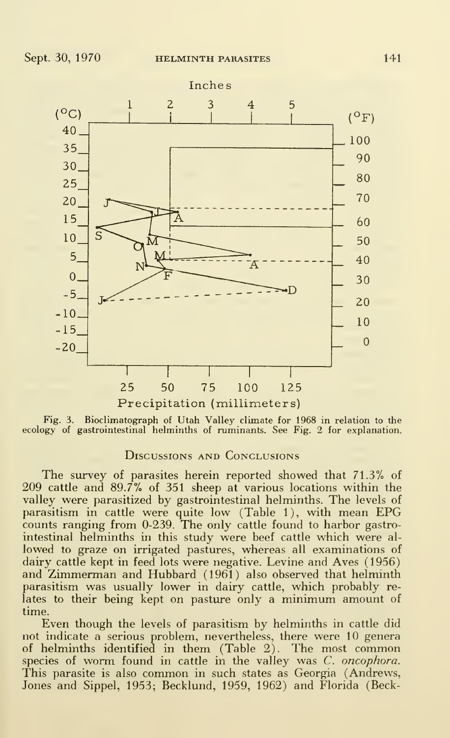Fig. 3. Bioclimatograph of Utah Valley climate for 1968 in relation to the ecology of gastrointestinal helminths of ruminants. See Fig. 2 for explanation.

## Discussions and Conclusions

The survey of parasites herein reported showed that 71.3% of 209 cattle and 89.7% of 351 sheep at various locations within the valley were parasitized by gastrointestinal helminths. The levels of parasitism in cattle were quite low (Table 1), with mean EPG counts ranging from 0-239. The only cattle found to harbor gastrointestinal helminths in this study were beef cattle which were allowed to graze on irrigated pastures, whereas all examinations of dairy cattle kept in feed lots were negative. Levine and Aves (1956) and Zimmerman and Hubbard (1961) also observed that helminth parasitism was usually lower in dairy cattle, which probably relates to their being kept on pasture only a minimum amount of time.

Even though the levels of parasitism by helminths in cattle did not indicate a serious problem, nevertheless, there were 10 genera of helminths identified in them (Table 2). The most common species of worm found in cattle in the valley was *C. oncophora.* This parasite is also common in such states as Georgia (Andrews, Jones and Sippel, 1953; Becklund, 1959, 1962) and Florida (Beck-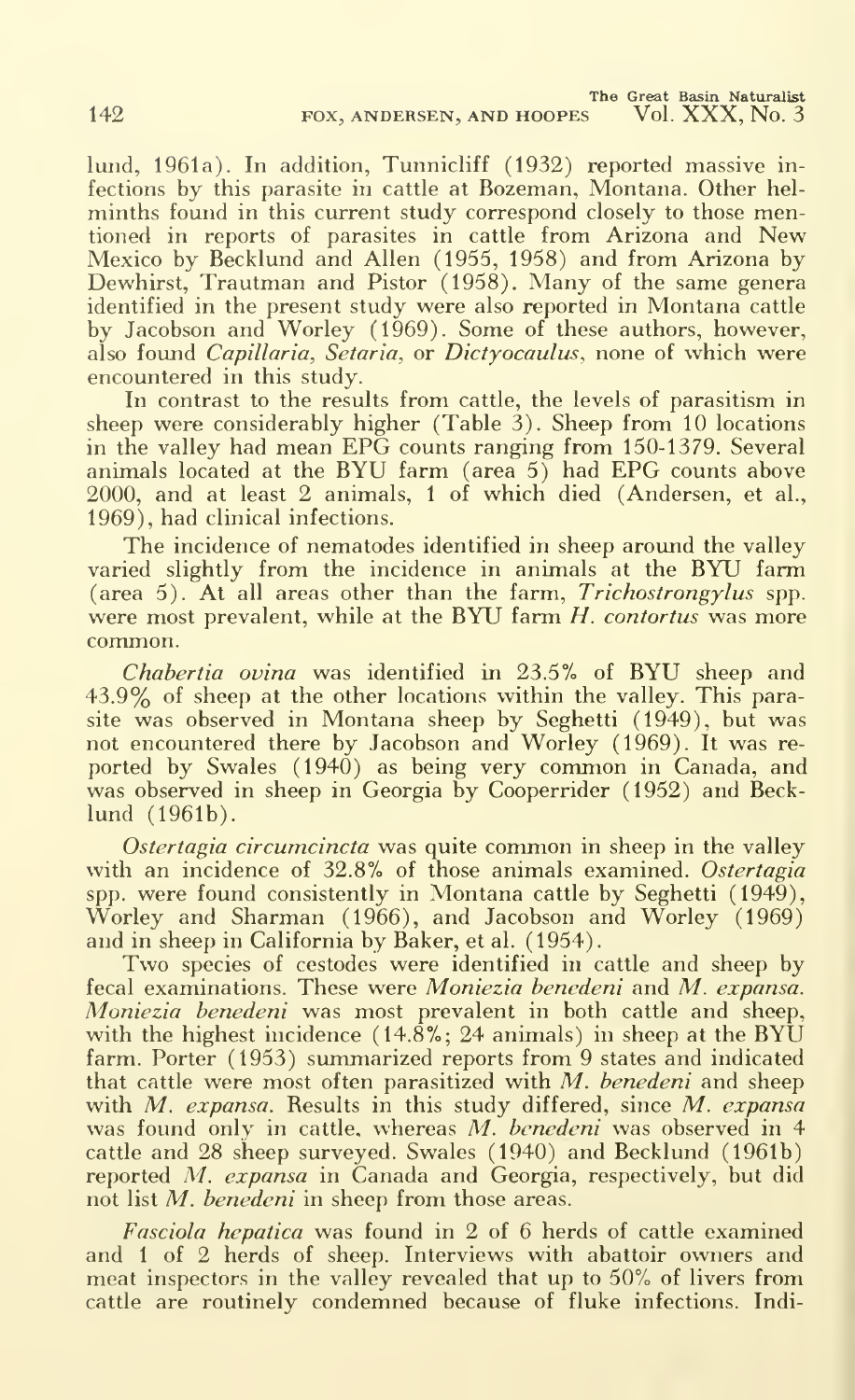lund, 1961a). In addition, Tunnicliff (1932) reported massive infections by this parasite in cattle at Bozeman, Montana. Other helminths found in this current study correspond closely to those mentioned in reports of parasites in cattle from Arizona and New Mexico by Becklund and Allen (1955, 1958) and from Arizona by Dewhirst, Trautman and Pistor (1958). Many of the same genera identified in the present study were also reported in Montana cattle by Jacobson and Worley (1969). Some of these authors, however, also found *Capillaria*, *Setaria*, or *Dictyocaulus*, none of which were encountered in this study.

In contrast to the results from cattle, the levels of parasitism in sheep were considerably higher (Table 3). Sheep from 10 locations in the valley had mean EPG counts ranging from 150-1379. Several animals located at the BYU farm (area 5) had EPG counts above 2000, and at least 2 animals, 1 of which died (Andersen, et al., 1969), had clinical infections.

The incidence of nematodes identified in sheep around the valley varied slightly from the incidence in animals at the BYU farm (area 5). At all areas other than the farm, *Trichostrongylus* spp. were most prevalent, while at the BYU farm *H. contortus* was more common.

*Chabertia ovina* was identified in 23.5% of BYU sheep and 43.9% of sheep at the other locations within the valley. This parasite was observed in Montana sheep by Seghetti (1949), but was not encountered there by Jacobson and Worley (1969). It was reported by Swales (1940) as being very common in Canada, and was observed in sheep in Georgia by Cooperrider (1952) and Becklund (1961b).

*Ostertagia circumcincta* was quite common in sheep in the valley with an incidence of 32.8% of those animals examined. *Ostertagia* spp. were found consistently in Montana cattle by Seghetti (1949), Worley and Sharman (1966), and Jacobson and Worley (1969) and in sheep in California by Baker, et al. (1954).

Two species of cestodes were identified in cattle and sheep by fecal examinations. These were *Moniezia benedeni* and *M. expansa*. *Moniezia benedeni* was most prevalent in both cattle and sheep, with the highest incidence (14.8%; 24 animals) in sheep at the BYU farm. Porter (1953) summarized reports from 9 states and indicated that cattle were most often parasitized with *M. benedeni* and sheep with *M. expansa*. Results in this study differed, since *M. expansa* was found only in cattle, whereas *M. benedeni* was observed in 4 cattle and 28 sheep surveyed. Swales (1940) and Becklund (1961b) reported *M. expansa* in Canada and Georgia, respectively, but did not list *M. benedeni* in sheep from those areas.

*Fasciola hepatica* was found in 2 of 6 herds of cattle examined and 1 of 2 herds of sheep. Interviews with abattoir owners and meat inspectors in the valley revealed that up to 50% of livers from cattle are routinely condemned because of fluke infections. Indi-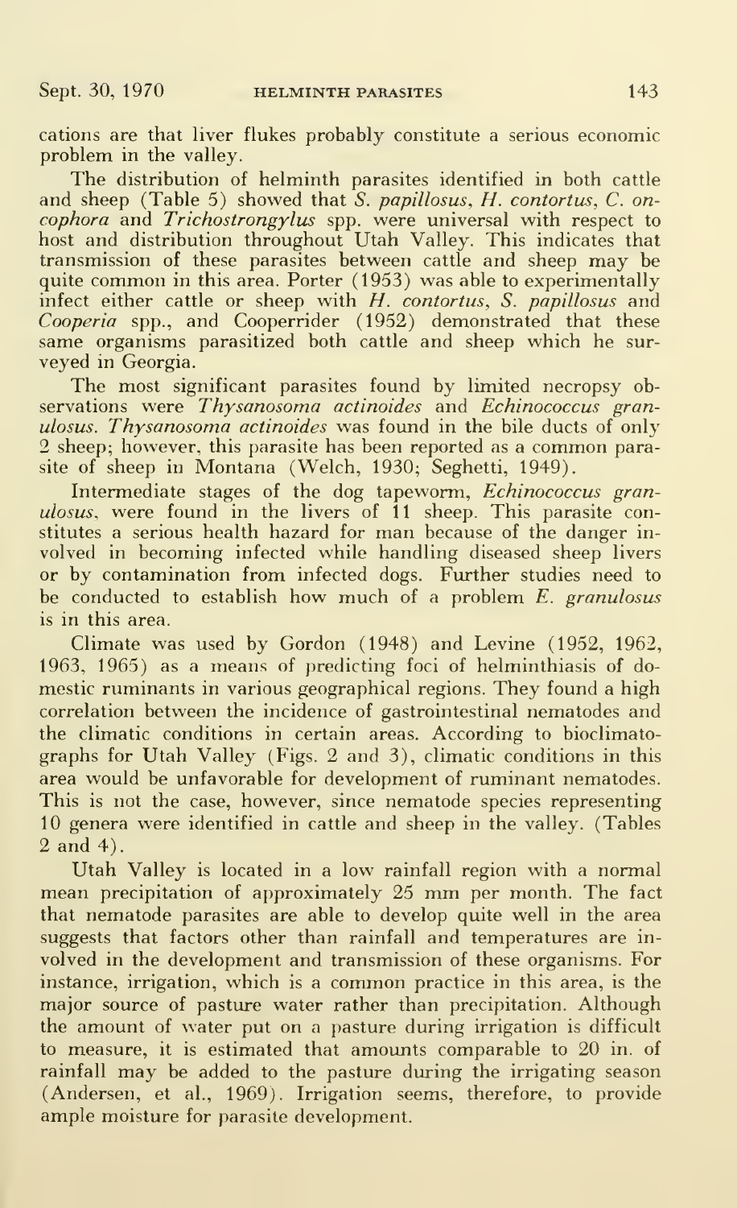cations are that liver flukes probably constitute a serious economic problem in the valley.

The distribution of helminth parasites identified in both cattle and sheep (Table 5) showed that *S. papillosus*, *H. contortus*, *C. oncophora* and *Trichostrongylus* spp. were universal with respect to host and distribution throughout Utah Valley. This indicates that transmission of these parasites between cattle and sheep may be quite common in this area. Porter (1953) was able to experimentally infect either cattle or sheep with *H. contortus*, *S. papillosus* and *Cooperia* spp., and Cooperrider (1952) demonstrated that these same organisms parasitized both cattle and sheep which he surveyed in Georgia.

The most significant parasites found by limited necropsy observations were *Thysanosoma actinoides* and *Echinococcus granulosus*. *Thysanosoma actinoides* was found in the bile ducts of only 2 sheep; however, this parasite has been reported as a common parasite of sheep in Montana (Welch, 1930; Seghetti, 1949).

Intermediate stages of the dog tapeworm, *Echinococcus granulosus*, were found in the livers of 11 sheep. This parasite constitutes a serious health hazard for man because of the danger involved in becoming infected while handling diseased sheep livers or by contamination from infected dogs. Further studies need to be conducted to establish how much of a problem *E. granulosus* is in this area.

Climate was used by Gordon (1948) and Levine (1952, 1962, 1963, 1965) as a means of predicting foci of helminthiasis of domestic ruminants in various geographical regions. They found a high correlation between the incidence of gastrointestinal nematodes and the climatic conditions in certain areas. According to bioclimatographs for Utah Valley (Figs. 2 and 3), climatic conditions in this area would be unfavorable for development of ruminant nematodes. This is not the case, however, since nematode species representing 10 genera were identified in cattle and sheep in the valley. (Tables 2 and 4).

Utah Valley is located in a low rainfall region with a normal mean precipitation of approximately 25 mm per month. The fact that nematode parasites are able to develop quite well in the area suggests that factors other than rainfall and temperatures are involved in the development and transmission of these organisms. For instance, irrigation, which is a common practice in this area, is the major source of pasture water rather than precipitation. Although the amount of water put on a pasture during irrigation is difficult to measure, it is estimated that amounts comparable to 20 in. of rainfall may be added to the pasture during the irrigating season (Andersen, et al., 1969). Irrigation seems, therefore, to provide ample moisture for parasite development.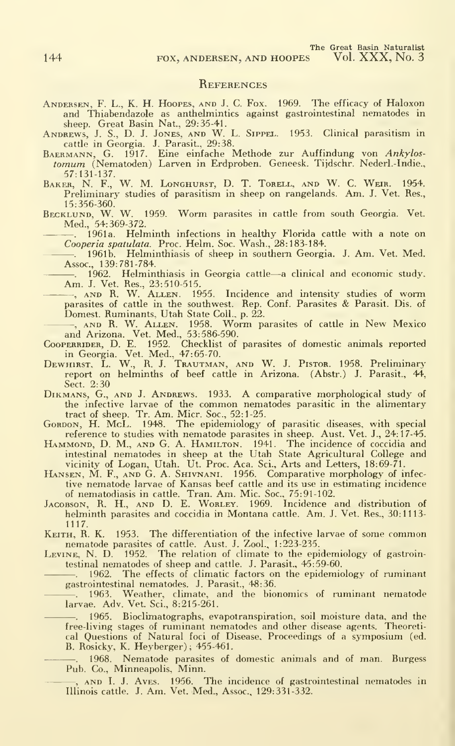## References

Andersen, F. L., K. H. Hoopes, and J. C. Fox. 1969. The efficacy of Haloxon and Thiabendazole as anthelmintics against gastrointestinal nematodes in sheep. Great Basin Nat., 29:35-41.

Andrews, J. S., D. J. Jones, and W. L. Sippel. 1953. Clinical parasitism in cattle in Georgia. J. Parasit., 29:38.

Baermann, G. 1917. Eine einfache Methode zur Auffindung von *Ankylostomum* (Nematoden) Larven in Erdproben. Geneesk. Tijdschr. Nederl.-Indie., 57:131-137.

Baker, N. F., W. M. Longhurst, D. T. Torell, and W. C. Weir. 1954. Preliminary studies of parasitism in sheep on rangelands. Am. J. Vet. Res., 15:356-360.

Becklund, W. W. 1959. Worm parasites in cattle from south Georgia. Vet. Med., 54:369-372.

———. 1961a. Helminth infections in healthy Florida cattle with a note on *Cooperia spatulata*. Proc. Helm. Soc. Wash., 28:183-184.

———. 1961b. Helminthiasis of sheep in southern Georgia. J. Am. Vet. Med. Assoc., 139:781-784.

———. 1962. Helminthiasis in Georgia cattle—a clinical and economic study. Am. J. Vet. Res., 23:510-515.

———, and R. W. Allen. 1955. Incidence and intensity studies of worm parasites of cattle in the southwest. Rep. Conf. Parasites & Parasit. Dis. of Domest. Ruminants, Utah State Coll., p. 22.

———, and R. W. Allen. 1958. Worm parasites of cattle in New Mexico and Arizona. Vet. Med., 53:586-590.

Cooperrider, D. E. 1952. Checklist of parasites of domestic animals reported in Georgia. Vet. Med., 47:65-70.

Dewhirst, L. W., R. J. Trautman, and W. J. Pistor. 1958. Preliminary report on helminths of beef cattle in Arizona. (Abstr.) J. Parasit., 44, Sect. 2:30

Dikmans, G., and J. Andrews. 1933. A comparative morphological study of the infective larvae of the common nematodes parasitic in the alimentary tract of sheep. Tr. Am. Micr. Soc., 52:1-25.

Gordon, H. McL. 1948. The epidemiology of parasitic diseases, with special reference to studies with nematode parasites in sheep. Aust. Vet. J., 24:17-45.

Hammond, D. M., and G. A. Hamilton. 1941. The incidence of coccidia and intestinal nematodes in sheep at the Utah State Agricultural College and vicinity of Logan, Utah. Ut. Proc. Aca. Sci., Arts and Letters, 18:69-71.

Hansen, M. F., and G. A. Shivnani. 1956. Comparative morphology of infective nematode larvae of Kansas beef cattle and its use in estimating incidence of nematodiasis in cattle. Tran. Am. Mic. Soc., 75:91-102.

Jacobson, R. H., and D. E. Worley. 1969. Incidence and distribution of helminth parasites and coccidia in Montana cattle. Am. J. Vet. Res., 30:1113-1117.

Keith, R. K. 1953. The differentiation of the infective larvae of some common nematode parasites of cattle. Aust. J. Zool., 1:223-235.

Levine, N. D. 1952. The relation of climate to the epidemiology of gastrointestinal nematodes of sheep and cattle. J. Parasit., 45:59-60.

———. 1962. The effects of climatic factors on the epidemiology of ruminant gastrointestinal nematodes. J. Parasit., 48:36.

———. 1963. Weather, climate, and the bionomics of ruminant nematode larvae. Adv. Vet. Sci., 8:215-261.

———. 1965. Bioclimatographs, evapotranspiration, soil moisture data, and the free-living stages of ruminant nematodes and other disease agents. Theoretical Questions of Natural foci of Disease. Proceedings of a symposium (ed. B. Rosicky, K. Heyberger); 455-461.

———. 1968. Nematode parasites of domestic animals and of man. Burgess Pub. Co., Minneapolis, Minn.

———, and I. J. Aves. 1956. The incidence of gastrointestinal nematodes in Illinois cattle. J. Am. Vet. Med., Assoc., 129:331-332.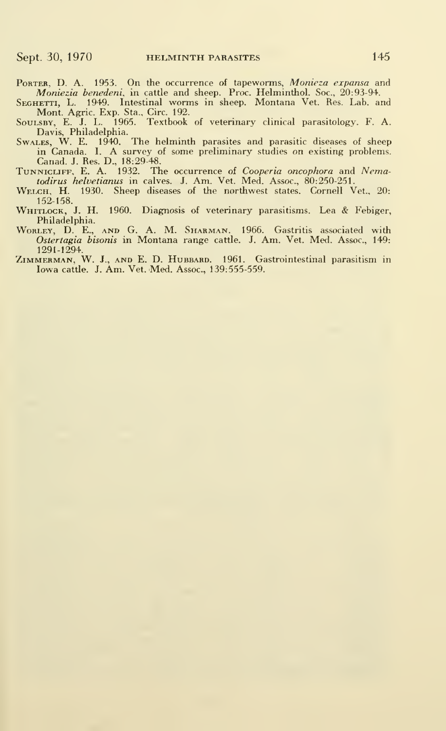Porter, D. A. 1953. On the occurrence of tapeworms, *Monieza expansa* and *Moniezia benedeni*, in cattle and sheep. Proc. Helminthol. Soc., 20:93-94.

Seghetti, L. 1949. Intestinal worms in sheep. Montana Vet. Res. Lab. and Mont. Agric. Exp. Sta., Circ. 192.

Soulsby, E. J. L. 1965. Textbook of veterinary clinical parasitology. F. A. Davis, Philadelphia.

Swales, W. E. 1940. The helminth parasites and parasitic diseases of sheep in Canada. I. A survey of some preliminary studies on existing problems. Canad. J. Res. D., 18:29-48.

Tunnicliff, E. A. 1932. The occurrence of *Cooperia oncophora* and *Nematodirus helvetianus* in calves. J. Am. Vet. Med. Assoc., 80:250-251.

Welch, H. 1930. Sheep diseases of the northwest states. Cornell Vet., 20: 152-158.

Whitlock, J. H. 1960. Diagnosis of veterinary parasitisms. Lea & Febiger, Philadelphia.

Worley, D. E., and G. A. M. Sharman. 1966. Gastritis associated with *Ostertagia bisonis* in Montana range cattle. J. Am. Vet. Med. Assoc., 149: 1291-1294.

Zimmerman, W. J., and E. D. Hubbard. 1961. Gastrointestinal parasitism in Iowa cattle. J. Am. Vet. Med. Assoc., 139:555-559.